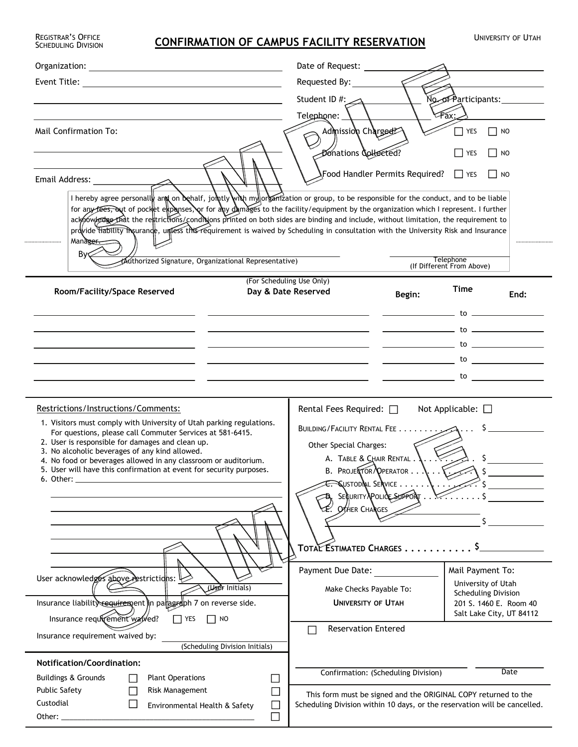REGISTRAR'S OFFICE
SCHEDULING DIVISION

# CONFIRMATION OF CAMPUS FACILITY RESERVATION

UNIVERSITY OF UTAH

SAMPLE

Organization: ______________________________

Event Title: ______________________________

______________________________

______________________________

Mail Confirmation To:

______________________________

______________________________

Email Address: ______________________________

Date of Request: ______________________________

Requested By: ______________________________

Student ID #: ______________ No. of Participants: __________

Telephone: ______________ Fax: __________

Admission Charged? ☐ YES ☐ NO

Donations Collected? ☐ YES ☐ NO

Food Handler Permits Required? ☐ YES ☐ NO

I hereby agree personally and on behalf, jointly with my organization or group, to be responsible for the conduct, and to be liable for any fees, out of pocket expenses, or for any damages to the facility/equipment by the organization which I represent. I further acknowledge that the restrictions/conditions printed on both sides are binding and include, without limitation, the requirement to provide liability insurance, unless this requirement is waived by Scheduling in consultation with the University Risk and Insurance Manager.

By ______________________________ (Authorized Signature, Organizational Representative)

______________ Telephone (If Different From Above)

(For Scheduling Use Only)

| Room/Facility/Space Reserved | Day & Date Reserved | Time Begin: | | End: |
|---|---|---|---|---|
| | | | to | |
| | | | to | |
| | | | to | |
| | | | to | |
| | | | to | |

**Restrictions/Instructions/Comments:**

1. Visitors must comply with University of Utah parking regulations. For questions, please call Commuter Services at 581-6415.
2. User is responsible for damages and clean up.
3. No alcoholic beverages of any kind allowed.
4. No food or beverages allowed in any classroom or auditorium.
5. User will have this confirmation at event for security purposes.
6. Other: ______________________________

User acknowledges above restrictions: __________ (User Initials)

Insurance liability requirement in paragraph 7 on reverse side.

Insurance requirement waived? ☐ YES ☐ NO

Insurance requirement waived by: __________ (Scheduling Division Initials)

**Notification/Coordination:**

| | | | |
|---|---|---|---|
| Buildings & Grounds | ☐ | Plant Operations | ☐ |
| Public Safety | ☐ | Risk Management | ☐ |
| Custodial | ☐ | Environmental Health & Safety | ☐ |
| Other: ______________________________ | | | ☐ |

Rental Fees Required: ☐ Not Applicable: ☐

BUILDING/FACILITY RENTAL FEE . . . . . . . . . . . . . . $ __________

Other Special Charges:

A. TABLE & CHAIR RENTAL . . . . . . . . . . . $ __________

B. PROJECTOR/OPERATOR . . . . . . . . . . . $ __________

C. CUSTODIAL SERVICE . . . . . . . . . . . . . . $ __________

D. SECURITY/POLICE SUPPORT . . . . . . . . . . $ __________

E. OTHER CHARGES ______________________________ $ __________

**TOTAL ESTIMATED CHARGES . . . . . . . . . . . $** __________

Payment Due Date: __________

Make Checks Payable To:
**UNIVERSITY OF UTAH**

Mail Payment To:
University of Utah
Scheduling Division
201 S. 1460 E. Room 40
Salt Lake City, UT 84112

☐ Reservation Entered

______________________________ Confirmation: (Scheduling Division) __________ Date

This form must be signed and the ORIGINAL COPY returned to the Scheduling Division within 10 days, or the reservation will be cancelled.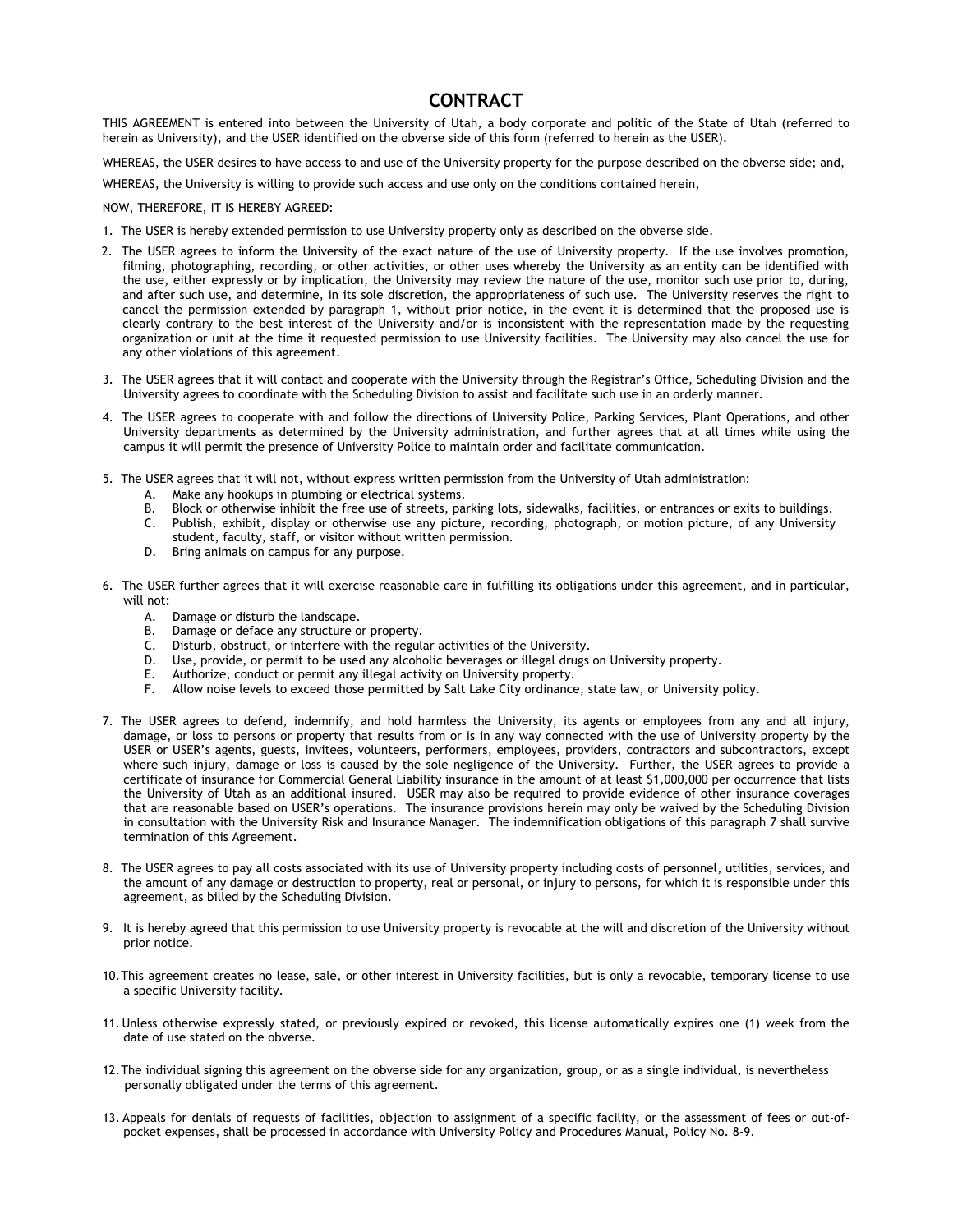# CONTRACT

THIS AGREEMENT is entered into between the University of Utah, a body corporate and politic of the State of Utah (referred to herein as University), and the USER identified on the obverse side of this form (referred to herein as the USER).

WHEREAS, the USER desires to have access to and use of the University property for the purpose described on the obverse side; and,

WHEREAS, the University is willing to provide such access and use only on the conditions contained herein,

NOW, THEREFORE, IT IS HEREBY AGREED:

1. The USER is hereby extended permission to use University property only as described on the obverse side.

2. The USER agrees to inform the University of the exact nature of the use of University property. If the use involves promotion, filming, photographing, recording, or other activities, or other uses whereby the University as an entity can be identified with the use, either expressly or by implication, the University may review the nature of the use, monitor such use prior to, during, and after such use, and determine, in its sole discretion, the appropriateness of such use. The University reserves the right to cancel the permission extended by paragraph 1, without prior notice, in the event it is determined that the proposed use is clearly contrary to the best interest of the University and/or is inconsistent with the representation made by the requesting organization or unit at the time it requested permission to use University facilities. The University may also cancel the use for any other violations of this agreement.

3. The USER agrees that it will contact and cooperate with the University through the Registrar's Office, Scheduling Division and the University agrees to coordinate with the Scheduling Division to assist and facilitate such use in an orderly manner.

4. The USER agrees to cooperate with and follow the directions of University Police, Parking Services, Plant Operations, and other University departments as determined by the University administration, and further agrees that at all times while using the campus it will permit the presence of University Police to maintain order and facilitate communication.

5. The USER agrees that it will not, without express written permission from the University of Utah administration:
   A. Make any hookups in plumbing or electrical systems.
   B. Block or otherwise inhibit the free use of streets, parking lots, sidewalks, facilities, or entrances or exits to buildings.
   C. Publish, exhibit, display or otherwise use any picture, recording, photograph, or motion picture, of any University student, faculty, staff, or visitor without written permission.
   D. Bring animals on campus for any purpose.

6. The USER further agrees that it will exercise reasonable care in fulfilling its obligations under this agreement, and in particular, will not:
   A. Damage or disturb the landscape.
   B. Damage or deface any structure or property.
   C. Disturb, obstruct, or interfere with the regular activities of the University.
   D. Use, provide, or permit to be used any alcoholic beverages or illegal drugs on University property.
   E. Authorize, conduct or permit any illegal activity on University property.
   F. Allow noise levels to exceed those permitted by Salt Lake City ordinance, state law, or University policy.

7. The USER agrees to defend, indemnify, and hold harmless the University, its agents or employees from any and all injury, damage, or loss to persons or property that results from or is in any way connected with the use of University property by the USER or USER's agents, guests, invitees, volunteers, performers, employees, providers, contractors and subcontractors, except where such injury, damage or loss is caused by the sole negligence of the University. Further, the USER agrees to provide a certificate of insurance for Commercial General Liability insurance in the amount of at least $1,000,000 per occurrence that lists the University of Utah as an additional insured. USER may also be required to provide evidence of other insurance coverages that are reasonable based on USER's operations. The insurance provisions herein may only be waived by the Scheduling Division in consultation with the University Risk and Insurance Manager. The indemnification obligations of this paragraph 7 shall survive termination of this Agreement.

8. The USER agrees to pay all costs associated with its use of University property including costs of personnel, utilities, services, and the amount of any damage or destruction to property, real or personal, or injury to persons, for which it is responsible under this agreement, as billed by the Scheduling Division.

9. It is hereby agreed that this permission to use University property is revocable at the will and discretion of the University without prior notice.

10. This agreement creates no lease, sale, or other interest in University facilities, but is only a revocable, temporary license to use a specific University facility.

11. Unless otherwise expressly stated, or previously expired or revoked, this license automatically expires one (1) week from the date of use stated on the obverse.

12. The individual signing this agreement on the obverse side for any organization, group, or as a single individual, is nevertheless personally obligated under the terms of this agreement.

13. Appeals for denials of requests of facilities, objection to assignment of a specific facility, or the assessment of fees or out-of-pocket expenses, shall be processed in accordance with University Policy and Procedures Manual, Policy No. 8-9.